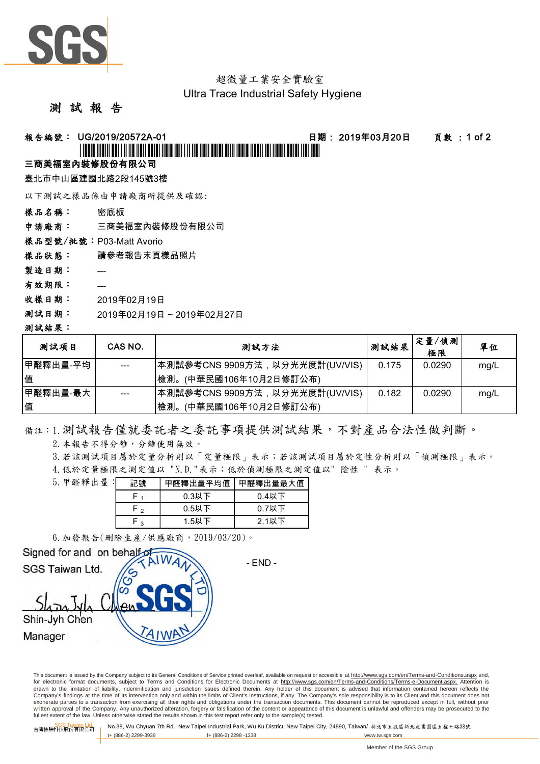超微量工業安全實驗室

Ultra Trace Industrial Safety Hygiene

# 測 試 報 告

**報告編號： UG/2019/20572A-01** **日期： 2019年03月20日** **頁數 ：1 of 2**

**三商美福室內裝修股份有限公司**

臺北市中山區建國北路2段145號3樓

以下測試之樣品係由申請廠商所提供及確認:

**樣品名稱：** 密底板

**申請廠商：** 三商美福室內裝修股份有限公司

**樣品型號/批號：** P03-Matt Avorio

**樣品狀態：** 請參考報告末頁樣品照片

**製造日期：** ---

**有效期限：** ---

**收樣日期：** 2019年02月19日

**測試日期：** 2019年02月19日 ~ 2019年02月27日

**測試結果：**

| 測試項目 | CAS NO. | 測試方法 | 測試結果 | 定量/偵測極限 | 單位 |
|---|---|---|---|---|---|
| 甲醛釋出量-平均值 | --- | 本測試參考CNS 9909方法，以分光光度計(UV/VIS)檢測。(中華民國106年10月2日修訂公布) | 0.175 | 0.0290 | mg/L |
| 甲醛釋出量-最大值 | --- | 本測試參考CNS 9909方法，以分光光度計(UV/VIS)檢測。(中華民國106年10月2日修訂公布) | 0.182 | 0.0290 | mg/L |

備註：1. 測試報告僅就委託者之委託事項提供測試結果，不對產品合法性做判斷。

2. 本報告不得分離，分離使用無效。

3. 若該測試項目屬於定量分析則以「定量極限」表示；若該測試項目屬於定性分析則以「偵測極限」表示。

4. 低於定量極限之測定值以 "N.D."表示；低於偵測極限之測定值以" 陰性 " 表示。

5. 甲醛釋出量：

| 記號 | 甲醛釋出量平均值 | 甲醛釋出量最大值 |
|---|---|---|
| $F_1$ | 0.3以下 | 0.4以下 |
| $F_2$ | 0.5以下 | 0.7以下 |
| $F_3$ | 1.5以下 | 2.1以下 |

6. 加發報告(刪除生產/供應廠商，2019/03/20)。

Signed for and on behalf of
SGS Taiwan Ltd.

Shin-Jyh Chen
Manager

- END -

This document is issued by the Company subject to its General Conditions of Service printed overleaf, available on request or accessible at http://www.sgs.com/en/Terms-and-Conditions.aspx and, for electronic format documents, subject to Terms and Conditions for Electronic Documents at http://www.sgs.com/en/Terms-and-Conditions/Terms-e-Document.aspx. Attention is drawn to the limitation of liability, indemnification and jurisdiction issues defined therein. Any holder of this document is advised that information contained hereon reflects the Company's findings at the time of its intervention only and within the limits of Client's instructions, if any. The Company's sole responsibility is to its Client and this document does not exonerate parties to a transaction from exercising all their rights and obligations under the transaction documents. This document cannot be reproduced except in full, without prior written approval of the Company. Any unauthorized alteration, forgery or falsification of the content or appearance of this document is unlawful and offenders may be prosecuted to the fullest extent of the law. Unless otherwise stated the results shown in this test report refer only to the sample(s) tested.

SGS Taiwan Ltd. 台灣檢驗科技股份有限公司 No.38, Wu Chyuan 7th Rd., New Taipei Industrial Park, Wu Ku District, New Taipei City, 24890, Taiwan/ 新北市五股區新北產業園區五權七路38號 t+ (886-2) 2299-3939 f+ (886-2) 2298 -1338 www.tw.sgs.com

Member of the SGS Group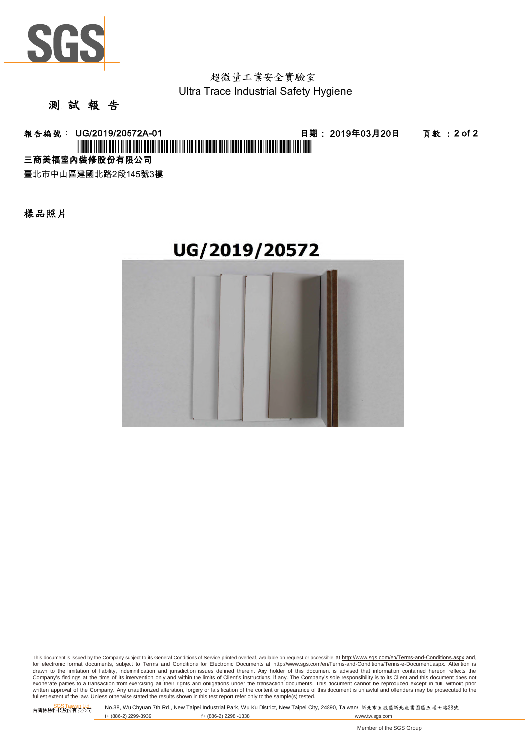超微量工業安全實驗室
Ultra Trace Industrial Safety Hygiene

# 測 試 報 告

報告編號： UG/2019/20572A-01　　日期： 2019年03月20日

**三商美福室內裝修股份有限公司**

臺北市中山區建國北路2段145號3樓

## 樣品照片

UG/2019/20572

This document is issued by the Company subject to its General Conditions of Service printed overleaf, available on request or accessible at http://www.sgs.com/en/Terms-and-Conditions.aspx and, for electronic format documents, subject to Terms and Conditions for Electronic Documents at http://www.sgs.com/en/Terms-and-Conditions/Terms-e-Document.aspx. Attention is drawn to the limitation of liability, indemnification and jurisdiction issues defined therein. Any holder of this document is advised that information contained hereon reflects the Company's findings at the time of its intervention only and within the limits of Client's instructions, if any. The Company's sole responsibility is to its Client and this document does not exonerate parties to a transaction from exercising all their rights and obligations under the transaction documents. This document cannot be reproduced except in full, without prior written approval of the Company. Any unauthorized alteration, forgery or falsification of the content or appearance of this document is unlawful and offenders may be prosecuted to the fullest extent of the law. Unless otherwise stated the results shown in this test report refer only to the sample(s) tested.

SGS Taiwan Ltd. 台灣檢驗科技股份有限公司 No.38, Wu Chyuan 7th Rd., New Taipei Industrial Park, Wu Ku District, New Taipei City, 24890, Taiwan/ 新北市五股區新北產業園區五權七路38號
t+ (886-2) 2299-3939　f+ (886-2) 2298 -1338　www.tw.sgs.com

Member of the SGS Group